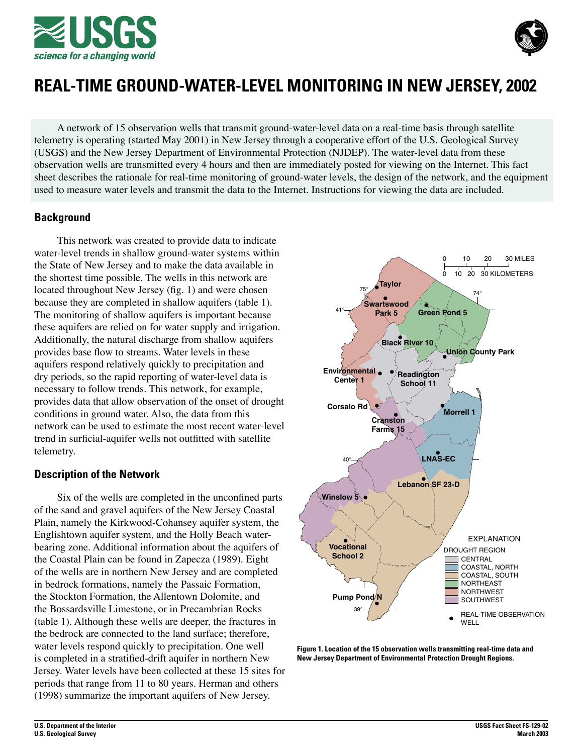# REAL-TIME GROUND-WATER-LEVEL MONITORING IN NEW JERSEY, 2002

A network of 15 observation wells that transmit ground-water-level data on a real-time basis through satellite telemetry is operating (started May 2001) in New Jersey through a cooperative effort of the U.S. Geological Survey (USGS) and the New Jersey Department of Environmental Protection (NJDEP). The water-level data from these observation wells are transmitted every 4 hours and then are immediately posted for viewing on the Internet. This fact sheet describes the rationale for real-time monitoring of ground-water levels, the design of the network, and the equipment used to measure water levels and transmit the data to the Internet. Instructions for viewing the data are included.

## Background

This network was created to provide data to indicate water-level trends in shallow ground-water systems within the State of New Jersey and to make the data available in the shortest time possible. The wells in this network are located throughout New Jersey (fig. 1) and were chosen because they are completed in shallow aquifers (table 1). The monitoring of shallow aquifers is important because these aquifers are relied on for water supply and irrigation. Additionally, the natural discharge from shallow aquifers provides base flow to streams. Water levels in these aquifers respond relatively quickly to precipitation and dry periods, so the rapid reporting of water-level data is necessary to follow trends. This network, for example, provides data that allow observation of the onset of drought conditions in ground water. Also, the data from this network can be used to estimate the most recent water-level trend in surficial-aquifer wells not outfitted with satellite telemetry.

## Description of the Network

Six of the wells are completed in the unconfined parts of the sand and gravel aquifers of the New Jersey Coastal Plain, namely the Kirkwood-Cohansey aquifer system, the Englishtown aquifer system, and the Holly Beach water-bearing zone. Additional information about the aquifers of the Coastal Plain can be found in Zapecza (1989). Eight of the wells are in northern New Jersey and are completed in bedrock formations, namely the Passaic Formation, the Stockton Formation, the Allentown Dolomite, and the Bossardsville Limestone, or in Precambrian Rocks (table 1). Although these wells are deeper, the fractures in the bedrock are connected to the land surface; therefore, water levels respond quickly to precipitation. One well is completed in a stratified-drift aquifer in northern New Jersey. Water levels have been collected at these 15 sites for periods that range from 11 to 80 years. Herman and others (1998) summarize the important aquifers of New Jersey.

**Figure 1. Location of the 15 observation wells transmitting real-time data and New Jersey Department of Environmental Protection Drought Regions.**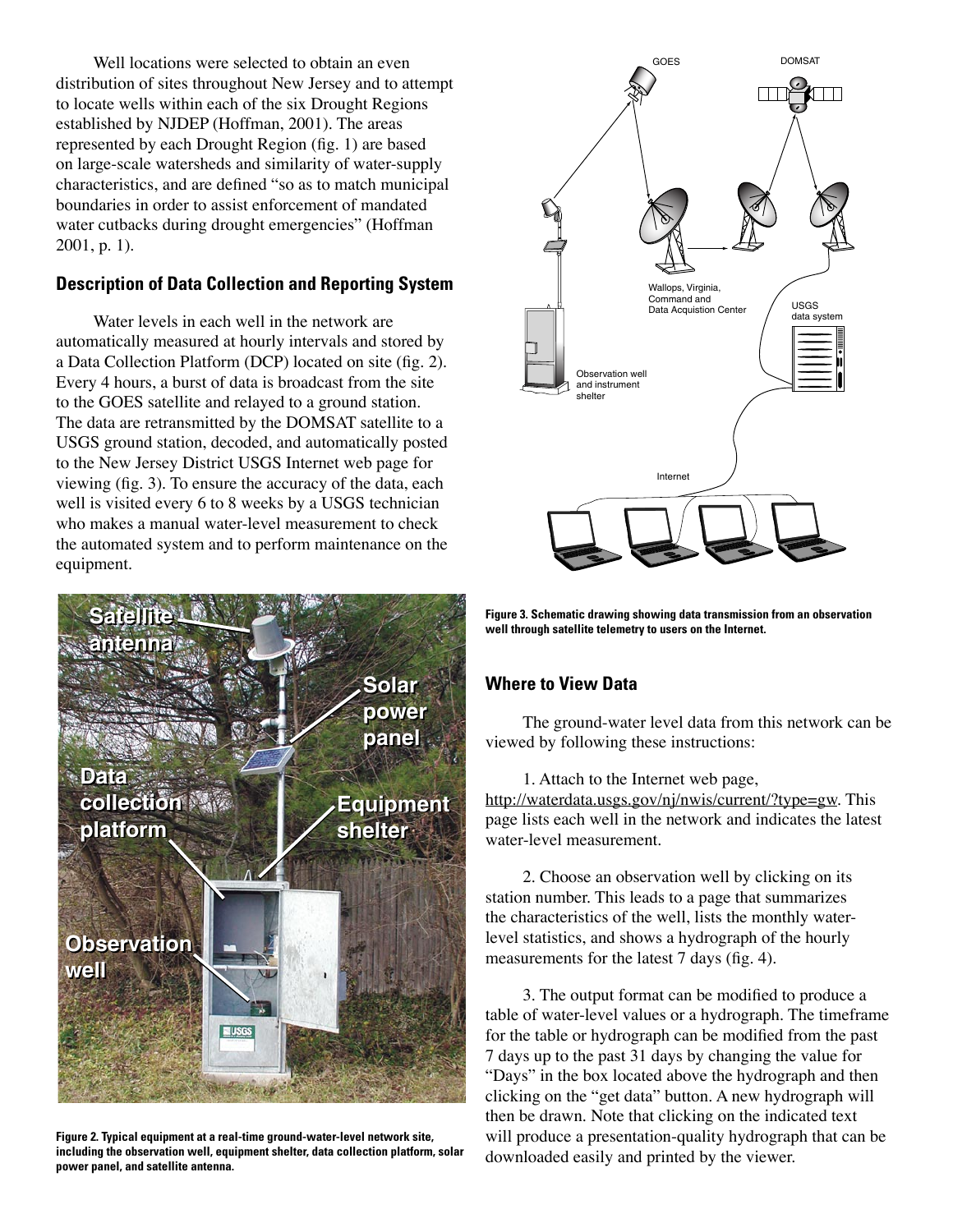Well locations were selected to obtain an even distribution of sites throughout New Jersey and to attempt to locate wells within each of the six Drought Regions established by NJDEP (Hoffman, 2001). The areas represented by each Drought Region (fig. 1) are based on large-scale watersheds and similarity of water-supply characteristics, and are defined "so as to match municipal boundaries in order to assist enforcement of mandated water cutbacks during drought emergencies" (Hoffman 2001, p. 1).

## Description of Data Collection and Reporting System

Water levels in each well in the network are automatically measured at hourly intervals and stored by a Data Collection Platform (DCP) located on site (fig. 2). Every 4 hours, a burst of data is broadcast from the site to the GOES satellite and relayed to a ground station. The data are retransmitted by the DOMSAT satellite to a USGS ground station, decoded, and automatically posted to the New Jersey District USGS Internet web page for viewing (fig. 3). To ensure the accuracy of the data, each well is visited every 6 to 8 weeks by a USGS technician who makes a manual water-level measurement to check the automated system and to perform maintenance on the equipment.

**Figure 2. Typical equipment at a real-time ground-water-level network site, including the observation well, equipment shelter, data collection platform, solar power panel, and satellite antenna.**

**Figure 3. Schematic drawing showing data transmission from an observation well through satellite telemetry to users on the Internet.**

## Where to View Data

The ground-water level data from this network can be viewed by following these instructions:

1. Attach to the Internet web page, http://waterdata.usgs.gov/nj/nwis/current/?type=gw. This page lists each well in the network and indicates the latest water-level measurement.

2. Choose an observation well by clicking on its station number. This leads to a page that summarizes the characteristics of the well, lists the monthly water-level statistics, and shows a hydrograph of the hourly measurements for the latest 7 days (fig. 4).

3. The output format can be modified to produce a table of water-level values or a hydrograph. The timeframe for the table or hydrograph can be modified from the past 7 days up to the past 31 days by changing the value for "Days" in the box located above the hydrograph and then clicking on the "get data" button. A new hydrograph will then be drawn. Note that clicking on the indicated text will produce a presentation-quality hydrograph that can be downloaded easily and printed by the viewer.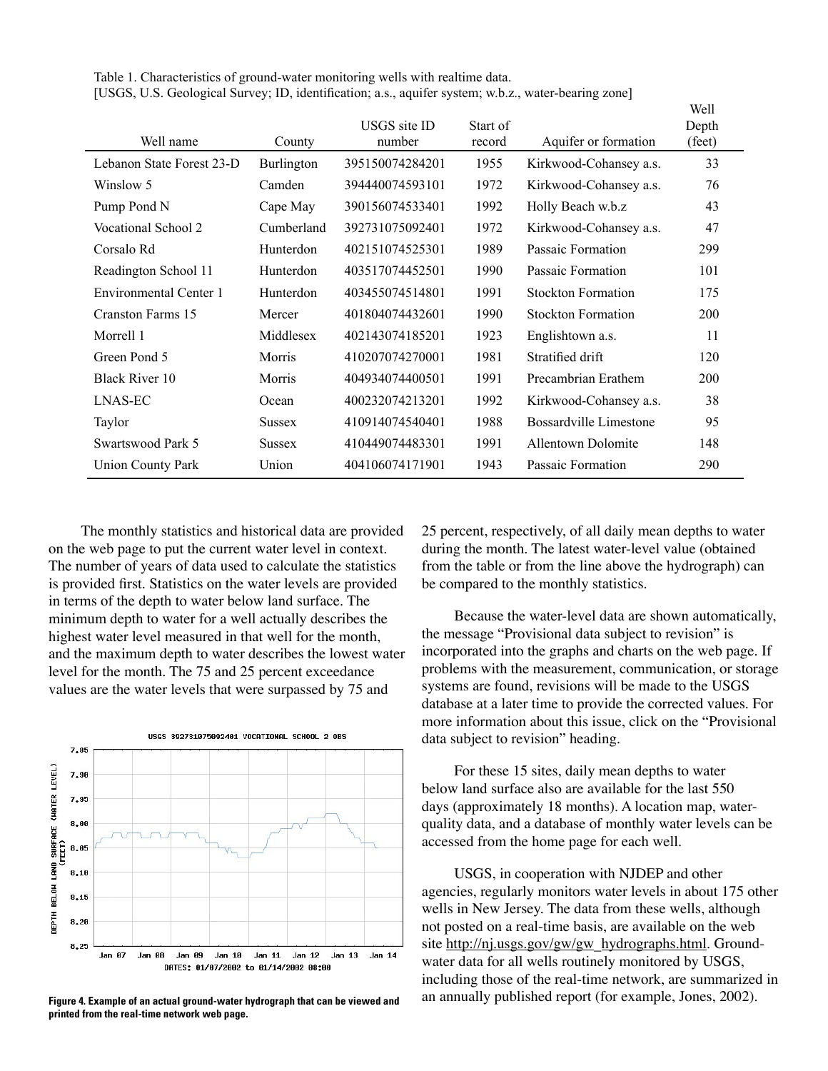Table 1. Characteristics of ground-water monitoring wells with realtime data.
[USGS, U.S. Geological Survey; ID, identification; a.s., aquifer system; w.b.z., water-bearing zone]

| Well name | County | USGS site ID number | Start of record | Aquifer or formation | Well Depth (feet) |
|---|---|---|---|---|---|
| Lebanon State Forest 23-D | Burlington | 395150074284201 | 1955 | Kirkwood-Cohansey a.s. | 33 |
| Winslow 5 | Camden | 394440074593101 | 1972 | Kirkwood-Cohansey a.s. | 76 |
| Pump Pond N | Cape May | 390156074533401 | 1992 | Holly Beach w.b.z | 43 |
| Vocational School 2 | Cumberland | 392731075092401 | 1972 | Kirkwood-Cohansey a.s. | 47 |
| Corsalo Rd | Hunterdon | 402151074525301 | 1989 | Passaic Formation | 299 |
| Readington School 11 | Hunterdon | 403517074452501 | 1990 | Passaic Formation | 101 |
| Environmental Center 1 | Hunterdon | 403455074514801 | 1991 | Stockton Formation | 175 |
| Cranston Farms 15 | Mercer | 401804074432601 | 1990 | Stockton Formation | 200 |
| Morrell 1 | Middlesex | 402143074185201 | 1923 | Englishtown a.s. | 11 |
| Green Pond 5 | Morris | 410207074270001 | 1981 | Stratified drift | 120 |
| Black River 10 | Morris | 404934074400501 | 1991 | Precambrian Erathem | 200 |
| LNAS-EC | Ocean | 400232074213201 | 1992 | Kirkwood-Cohansey a.s. | 38 |
| Taylor | Sussex | 410914074540401 | 1988 | Bossardville Limestone | 95 |
| Swartswood Park 5 | Sussex | 410449074483301 | 1991 | Allentown Dolomite | 148 |
| Union County Park | Union | 404106074171901 | 1943 | Passaic Formation | 290 |

The monthly statistics and historical data are provided on the web page to put the current water level in context. The number of years of data used to calculate the statistics is provided first. Statistics on the water levels are provided in terms of the depth to water below land surface. The minimum depth to water for a well actually describes the highest water level measured in that well for the month, and the maximum depth to water describes the lowest water level for the month. The 75 and 25 percent exceedance values are the water levels that were surpassed by 75 and 25 percent, respectively, of all daily mean depths to water during the month. The latest water-level value (obtained from the table or from the line above the hydrograph) can be compared to the monthly statistics.

**Figure 4. Example of an actual ground-water hydrograph that can be viewed and printed from the real-time network web page.**

Because the water-level data are shown automatically, the message "Provisional data subject to revision" is incorporated into the graphs and charts on the web page. If problems with the measurement, communication, or storage systems are found, revisions will be made to the USGS database at a later time to provide the corrected values. For more information about this issue, click on the "Provisional data subject to revision" heading.

For these 15 sites, daily mean depths to water below land surface also are available for the last 550 days (approximately 18 months). A location map, water-quality data, and a database of monthly water levels can be accessed from the home page for each well.

USGS, in cooperation with NJDEP and other agencies, regularly monitors water levels in about 175 other wells in New Jersey. The data from these wells, although not posted on a real-time basis, are available on the web site http://nj.usgs.gov/gw/gw_hydrographs.html. Ground-water data for all wells routinely monitored by USGS, including those of the real-time network, are summarized in an annually published report (for example, Jones, 2002).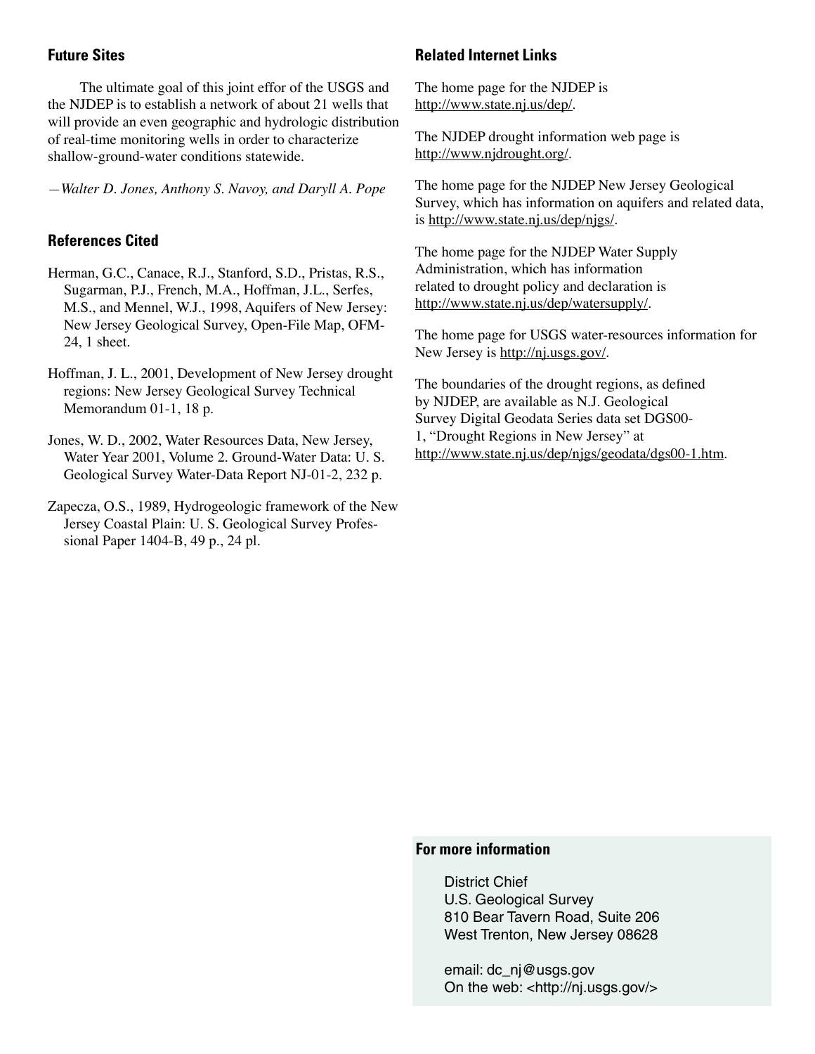## Future Sites

The ultimate goal of this joint effor of the USGS and the NJDEP is to establish a network of about 21 wells that will provide an even geographic and hydrologic distribution of real-time monitoring wells in order to characterize shallow-ground-water conditions statewide.

*—Walter D. Jones, Anthony S. Navoy, and Daryll A. Pope*

## References Cited

Herman, G.C., Canace, R.J., Stanford, S.D., Pristas, R.S., Sugarman, P.J., French, M.A., Hoffman, J.L., Serfes, M.S., and Mennel, W.J., 1998, Aquifers of New Jersey: New Jersey Geological Survey, Open-File Map, OFM-24, 1 sheet.

Hoffman, J. L., 2001, Development of New Jersey drought regions: New Jersey Geological Survey Technical Memorandum 01-1, 18 p.

Jones, W. D., 2002, Water Resources Data, New Jersey, Water Year 2001, Volume 2. Ground-Water Data: U. S. Geological Survey Water-Data Report NJ-01-2, 232 p.

Zapecza, O.S., 1989, Hydrogeologic framework of the New Jersey Coastal Plain: U. S. Geological Survey Professional Paper 1404-B, 49 p., 24 pl.

## Related Internet Links

The home page for the NJDEP is http://www.state.nj.us/dep/.

The NJDEP drought information web page is http://www.njdrought.org/.

The home page for the NJDEP New Jersey Geological Survey, which has information on aquifers and related data, is http://www.state.nj.us/dep/njgs/.

The home page for the NJDEP Water Supply Administration, which has information related to drought policy and declaration is http://www.state.nj.us/dep/watersupply/.

The home page for USGS water-resources information for New Jersey is http://nj.usgs.gov/.

The boundaries of the drought regions, as defined by NJDEP, are available as N.J. Geological Survey Digital Geodata Series data set DGS00-1, "Drought Regions in New Jersey" at http://www.state.nj.us/dep/njgs/geodata/dgs00-1.htm.

## For more information

District Chief
U.S. Geological Survey
810 Bear Tavern Road, Suite 206
West Trenton, New Jersey 08628

email: dc_nj@usgs.gov
On the web: <http://nj.usgs.gov/>